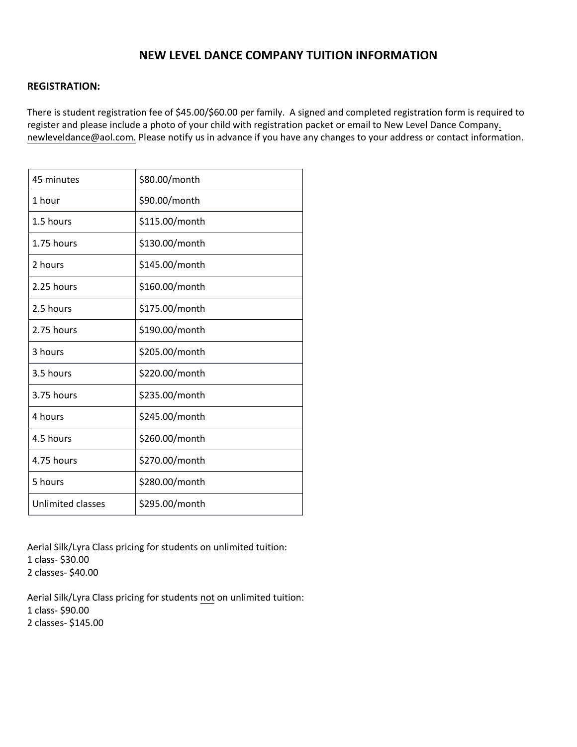# NEW LEVEL DANCE COMPANY TUITION INFORMATION

**REGISTRATION:**

There is student registration fee of $45.00/$60.00 per family. A signed and completed registration form is required to register and please include a photo of your child with registration packet or email to New Level Dance Company. newleveldance@aol.com. Please notify us in advance if you have any changes to your address or contact information.

| | |
|---|---|
| 45 minutes | $80.00/month |
| 1 hour | $90.00/month |
| 1.5 hours | $115.00/month |
| 1.75 hours | $130.00/month |
| 2 hours | $145.00/month |
| 2.25 hours | $160.00/month |
| 2.5 hours | $175.00/month |
| 2.75 hours | $190.00/month |
| 3 hours | $205.00/month |
| 3.5 hours | $220.00/month |
| 3.75 hours | $235.00/month |
| 4 hours | $245.00/month |
| 4.5 hours | $260.00/month |
| 4.75 hours | $270.00/month |
| 5 hours | $280.00/month |
| Unlimited classes | $295.00/month |

Aerial Silk/Lyra Class pricing for students on unlimited tuition:
1 class- $30.00
2 classes- $40.00

Aerial Silk/Lyra Class pricing for students not on unlimited tuition:
1 class- $90.00
2 classes- $145.00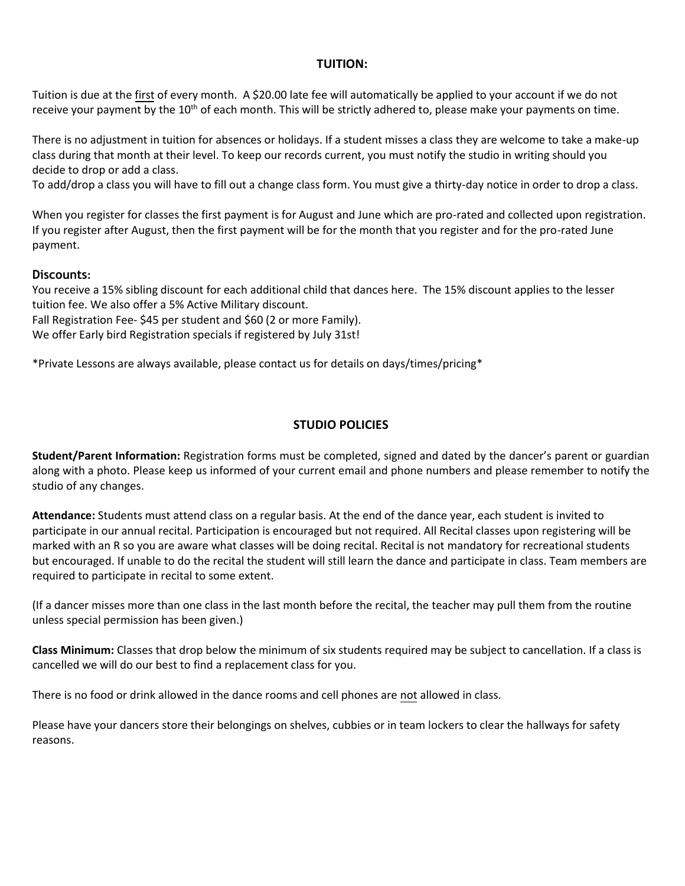## TUITION:

Tuition is due at the first of every month. A $20.00 late fee will automatically be applied to your account if we do not receive your payment by the 10th of each month. This will be strictly adhered to, please make your payments on time.

There is no adjustment in tuition for absences or holidays. If a student misses a class they are welcome to take a make-up class during that month at their level. To keep our records current, you must notify the studio in writing should you decide to drop or add a class.
To add/drop a class you will have to fill out a change class form. You must give a thirty-day notice in order to drop a class.

When you register for classes the first payment is for August and June which are pro-rated and collected upon registration. If you register after August, then the first payment will be for the month that you register and for the pro-rated June payment.

### Discounts:

You receive a 15% sibling discount for each additional child that dances here. The 15% discount applies to the lesser tuition fee. We also offer a 5% Active Military discount.
Fall Registration Fee- $45 per student and $60 (2 or more Family).
We offer Early bird Registration specials if registered by July 31st!

*Private Lessons are always available, please contact us for details on days/times/pricing*

## STUDIO POLICIES

**Student/Parent Information:** Registration forms must be completed, signed and dated by the dancer's parent or guardian along with a photo. Please keep us informed of your current email and phone numbers and please remember to notify the studio of any changes.

**Attendance:** Students must attend class on a regular basis. At the end of the dance year, each student is invited to participate in our annual recital. Participation is encouraged but not required. All Recital classes upon registering will be marked with an R so you are aware what classes will be doing recital. Recital is not mandatory for recreational students but encouraged. If unable to do the recital the student will still learn the dance and participate in class. Team members are required to participate in recital to some extent.

(If a dancer misses more than one class in the last month before the recital, the teacher may pull them from the routine unless special permission has been given.)

**Class Minimum:** Classes that drop below the minimum of six students required may be subject to cancellation. If a class is cancelled we will do our best to find a replacement class for you.

There is no food or drink allowed in the dance rooms and cell phones are not allowed in class.

Please have your dancers store their belongings on shelves, cubbies or in team lockers to clear the hallways for safety reasons.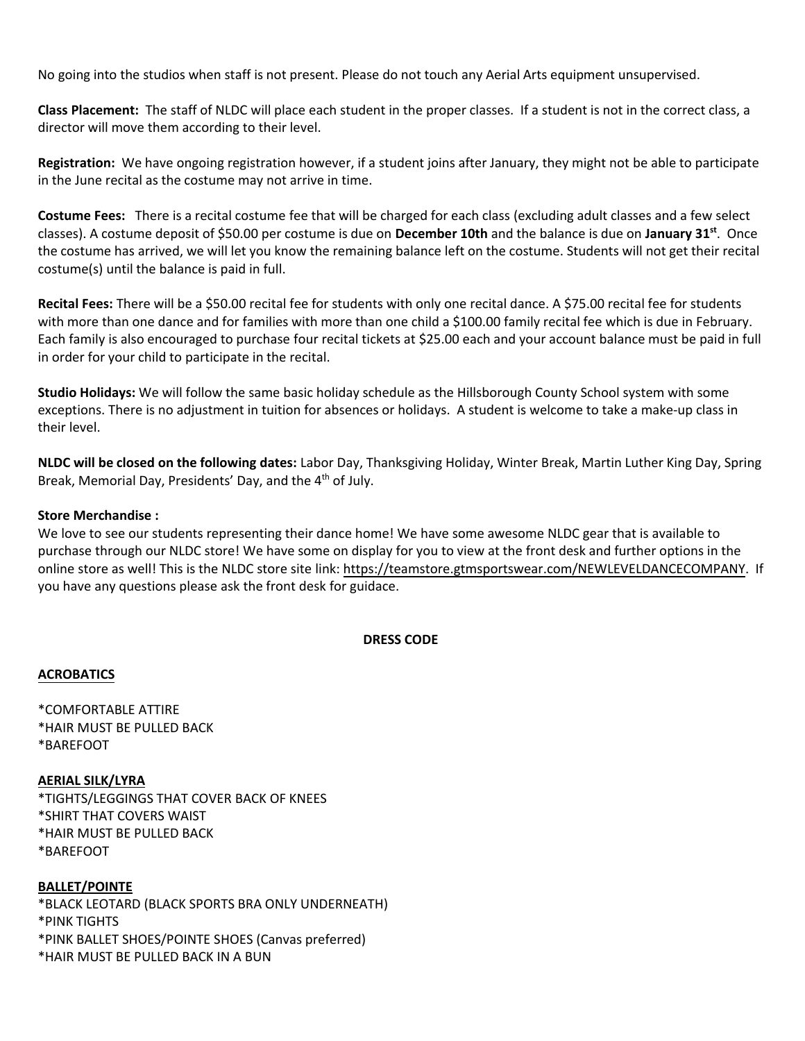No going into the studios when staff is not present. Please do not touch any Aerial Arts equipment unsupervised.

**Class Placement:** The staff of NLDC will place each student in the proper classes. If a student is not in the correct class, a director will move them according to their level.

**Registration:** We have ongoing registration however, if a student joins after January, they might not be able to participate in the June recital as the costume may not arrive in time.

**Costume Fees:** There is a recital costume fee that will be charged for each class (excluding adult classes and a few select classes). A costume deposit of $50.00 per costume is due on **December 10th** and the balance is due on **January 31st**. Once the costume has arrived, we will let you know the remaining balance left on the costume. Students will not get their recital costume(s) until the balance is paid in full.

**Recital Fees:** There will be a $50.00 recital fee for students with only one recital dance. A $75.00 recital fee for students with more than one dance and for families with more than one child a $100.00 family recital fee which is due in February. Each family is also encouraged to purchase four recital tickets at $25.00 each and your account balance must be paid in full in order for your child to participate in the recital.

**Studio Holidays:** We will follow the same basic holiday schedule as the Hillsborough County School system with some exceptions. There is no adjustment in tuition for absences or holidays. A student is welcome to take a make-up class in their level.

**NLDC will be closed on the following dates:** Labor Day, Thanksgiving Holiday, Winter Break, Martin Luther King Day, Spring Break, Memorial Day, Presidents' Day, and the 4th of July.

**Store Merchandise :**
We love to see our students representing their dance home! We have some awesome NLDC gear that is available to purchase through our NLDC store! We have some on display for you to view at the front desk and further options in the online store as well! This is the NLDC store site link: https://teamstore.gtmsportswear.com/NEWLEVELDANCECOMPANY. If you have any questions please ask the front desk for guidace.

## DRESS CODE

**ACROBATICS**

*COMFORTABLE ATTIRE
*HAIR MUST BE PULLED BACK
*BAREFOOT

**AERIAL SILK/LYRA**
*TIGHTS/LEGGINGS THAT COVER BACK OF KNEES
*SHIRT THAT COVERS WAIST
*HAIR MUST BE PULLED BACK
*BAREFOOT

**BALLET/POINTE**
*BLACK LEOTARD (BLACK SPORTS BRA ONLY UNDERNEATH)
*PINK TIGHTS
*PINK BALLET SHOES/POINTE SHOES (Canvas preferred)
*HAIR MUST BE PULLED BACK IN A BUN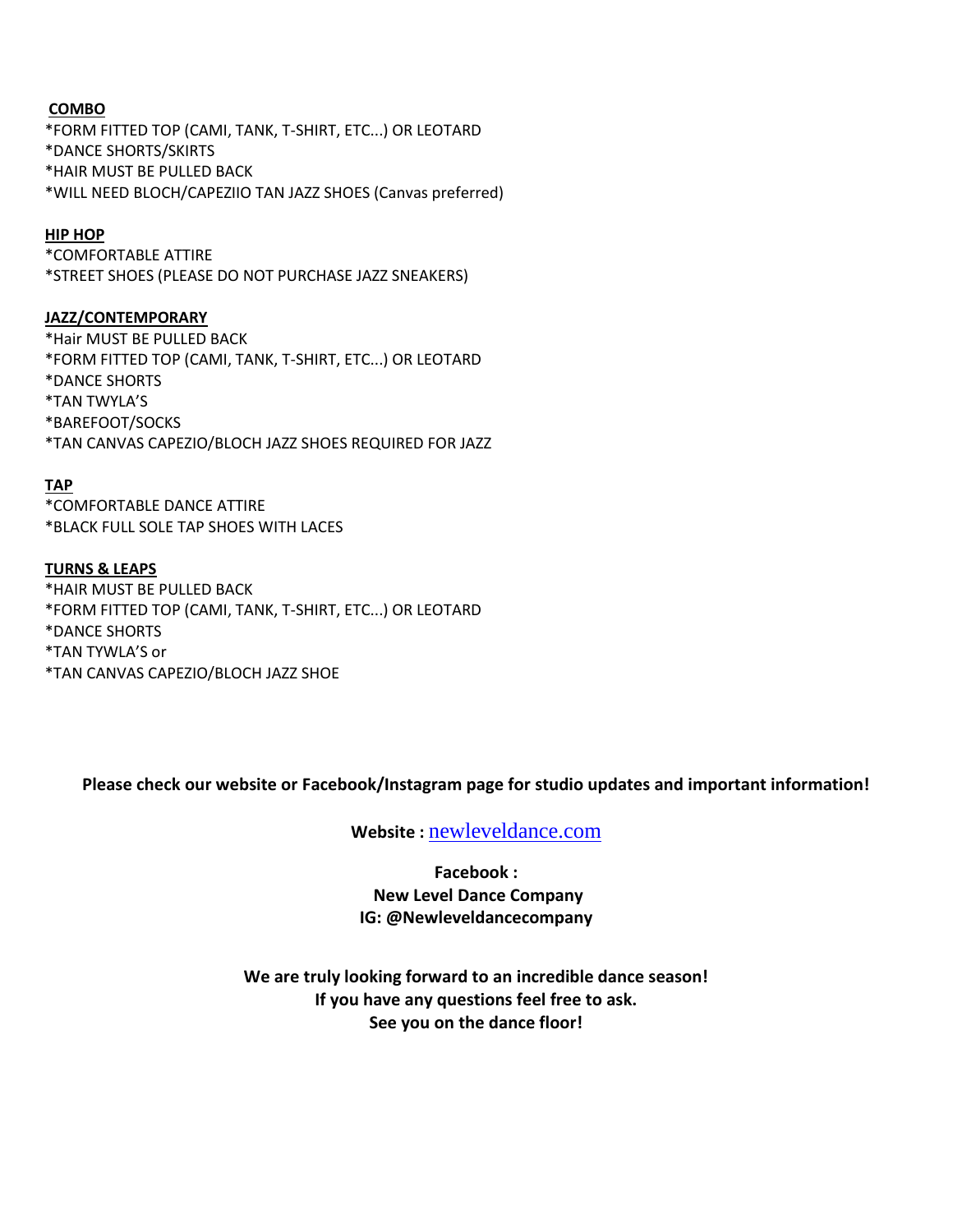**COMBO**

*FORM FITTED TOP (CAMI, TANK, T-SHIRT, ETC...) OR LEOTARD
*DANCE SHORTS/SKIRTS
*HAIR MUST BE PULLED BACK
*WILL NEED BLOCH/CAPEZIIO TAN JAZZ SHOES (Canvas preferred)

**HIP HOP**

*COMFORTABLE ATTIRE
*STREET SHOES (PLEASE DO NOT PURCHASE JAZZ SNEAKERS)

**JAZZ/CONTEMPORARY**

*Hair MUST BE PULLED BACK
*FORM FITTED TOP (CAMI, TANK, T-SHIRT, ETC...) OR LEOTARD
*DANCE SHORTS
*TAN TWYLA'S
*BAREFOOT/SOCKS
*TAN CANVAS CAPEZIO/BLOCH JAZZ SHOES REQUIRED FOR JAZZ

**TAP**

*COMFORTABLE DANCE ATTIRE
*BLACK FULL SOLE TAP SHOES WITH LACES

**TURNS & LEAPS**

*HAIR MUST BE PULLED BACK
*FORM FITTED TOP (CAMI, TANK, T-SHIRT, ETC...) OR LEOTARD
*DANCE SHORTS
*TAN TYWLA'S or
*TAN CANVAS CAPEZIO/BLOCH JAZZ SHOE

**Please check our website or Facebook/Instagram page for studio updates and important information!**

**Website :** newleveldance.com

**Facebook :**
**New Level Dance Company**
**IG: @Newleveldancecompany**

**We are truly looking forward to an incredible dance season!**
**If you have any questions feel free to ask.**
**See you on the dance floor!**